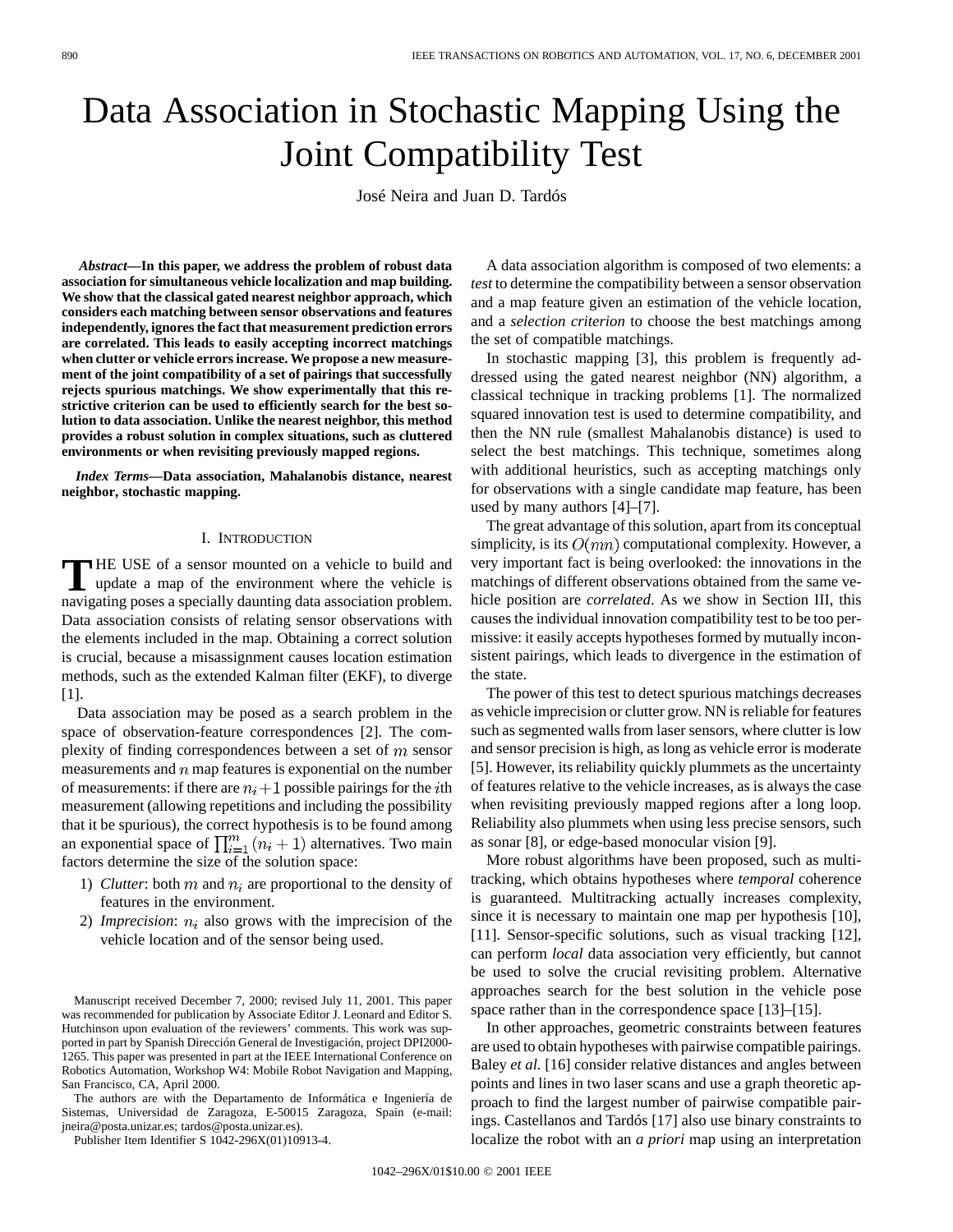# Data Association in Stochastic Mapping Using the Joint Compatibility Test

José Neira and Juan D. Tardós

***Abstract*—In this paper, we address the problem of robust data association for simultaneous vehicle localization and map building. We show that the classical gated nearest neighbor approach, which considers each matching between sensor observations and features independently, ignores the fact that measurement prediction errors are correlated. This leads to easily accepting incorrect matchings when clutter or vehicle errors increase. We propose a new measurement of the joint compatibility of a set of pairings that successfully rejects spurious matchings. We show experimentally that this restrictive criterion can be used to efficiently search for the best solution to data association. Unlike the nearest neighbor, this method provides a robust solution in complex situations, such as cluttered environments or when revisiting previously mapped regions.**

***Index Terms*—Data association, Mahalanobis distance, nearest neighbor, stochastic mapping.**

## I. Introduction

The use of a sensor mounted on a vehicle to build and update a map of the environment where the vehicle is navigating poses a specially daunting data association problem. Data association consists of relating sensor observations with the elements included in the map. Obtaining a correct solution is crucial, because a misassignment causes location estimation methods, such as the extended Kalman filter (EKF), to diverge [1].

Data association may be posed as a search problem in the space of observation-feature correspondences [2]. The complexity of finding correspondences between a set of $m$ sensor measurements and $n$ map features is exponential on the number of measurements: if there are $n_i+1$ possible pairings for the $i$th measurement (allowing repetitions and including the possibility that it be spurious), the correct hypothesis is to be found among an exponential space of $\prod_{i=1}^{m}(n_i+1)$ alternatives. Two main factors determine the size of the solution space:

1) *Clutter*: both $m$ and $n_i$ are proportional to the density of features in the environment.
2) *Imprecision*: $n_i$ also grows with the imprecision of the vehicle location and of the sensor being used.

Manuscript received December 7, 2000; revised July 11, 2001. This paper was recommended for publication by Associate Editor J. Leonard and Editor S. Hutchinson upon evaluation of the reviewers' comments. This work was supported in part by Spanish Dirección General de Investigación, project DPI2000-1265. This paper was presented in part at the IEEE International Conference on Robotics Automation, Workshop W4: Mobile Robot Navigation and Mapping, San Francisco, CA, April 2000.

The authors are with the Departamento de Informática e Ingeniería de Sistemas, Universidad de Zaragoza, E-50015 Zaragoza, Spain (e-mail: jneira@posta.unizar.es; tardos@posta.unizar.es).

Publisher Item Identifier S 1042-296X(01)10913-4.

A data association algorithm is composed of two elements: a *test* to determine the compatibility between a sensor observation and a map feature given an estimation of the vehicle location, and a *selection criterion* to choose the best matchings among the set of compatible matchings.

In stochastic mapping [3], this problem is frequently addressed using the gated nearest neighbor (NN) algorithm, a classical technique in tracking problems [1]. The normalized squared innovation test is used to determine compatibility, and then the NN rule (smallest Mahalanobis distance) is used to select the best matchings. This technique, sometimes along with additional heuristics, such as accepting matchings only for observations with a single candidate map feature, has been used by many authors [4]–[7].

The great advantage of this solution, apart from its conceptual simplicity, is its $O(mn)$ computational complexity. However, a very important fact is being overlooked: the innovations in the matchings of different observations obtained from the same vehicle position are *correlated*. As we show in Section III, this causes the individual innovation compatibility test to be too permissive: it easily accepts hypotheses formed by mutually inconsistent pairings, which leads to divergence in the estimation of the state.

The power of this test to detect spurious matchings decreases as vehicle imprecision or clutter grow. NN is reliable for features such as segmented walls from laser sensors, where clutter is low and sensor precision is high, as long as vehicle error is moderate [5]. However, its reliability quickly plummets as the uncertainty of features relative to the vehicle increases, as is always the case when revisiting previously mapped regions after a long loop. Reliability also plummets when using less precise sensors, such as sonar [8], or edge-based monocular vision [9].

More robust algorithms have been proposed, such as multitracking, which obtains hypotheses where *temporal* coherence is guaranteed. Multitracking actually increases complexity, since it is necessary to maintain one map per hypothesis [10], [11]. Sensor-specific solutions, such as visual tracking [12], can perform *local* data association very efficiently, but cannot be used to solve the crucial revisiting problem. Alternative approaches search for the best solution in the vehicle pose space rather than in the correspondence space [13]–[15].

In other approaches, geometric constraints between features are used to obtain hypotheses with pairwise compatible pairings. Baley *et al.* [16] consider relative distances and angles between points and lines in two laser scans and use a graph theoretic approach to find the largest number of pairwise compatible pairings. Castellanos and Tardós [17] also use binary constraints to localize the robot with an *a priori* map using an interpretation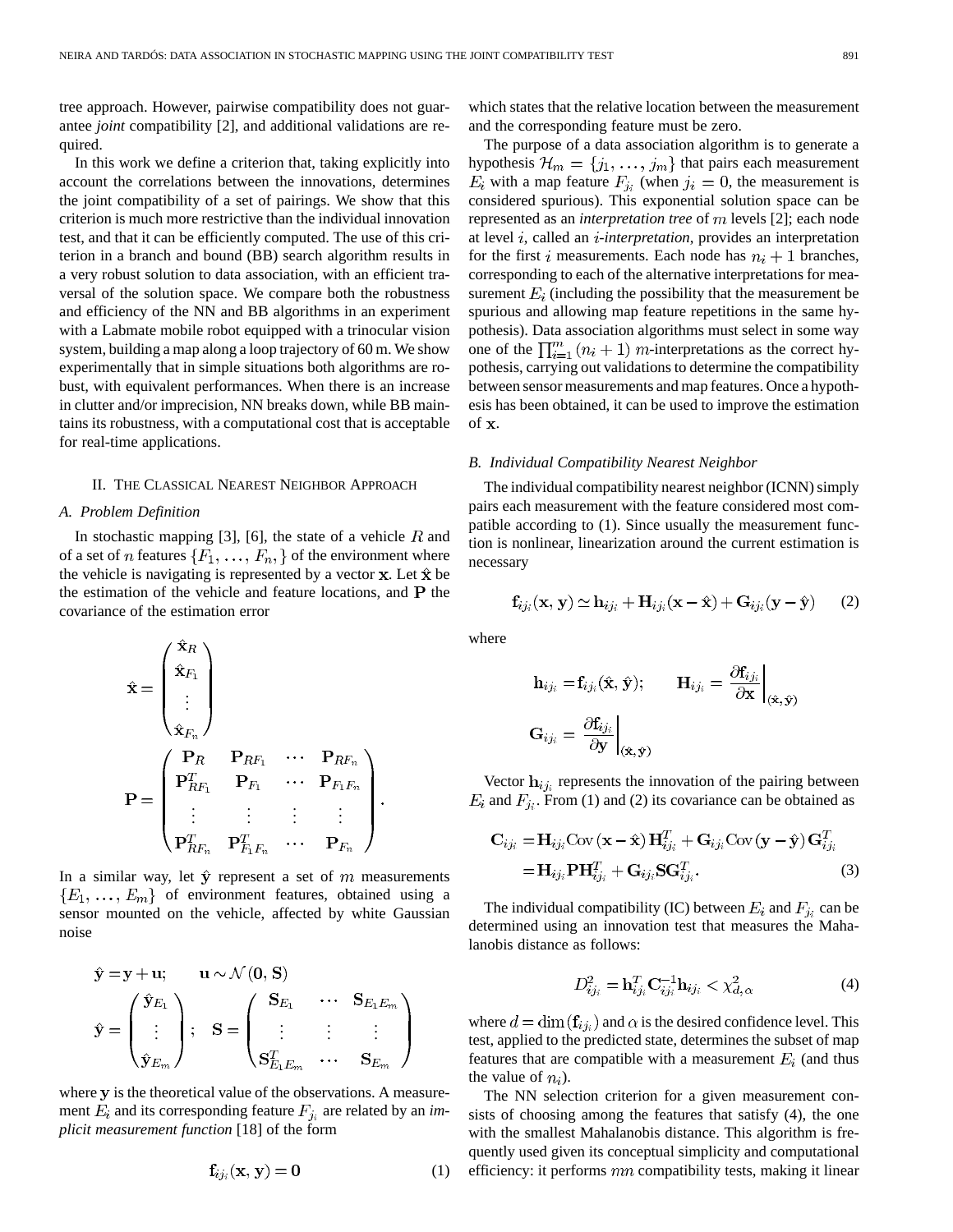tree approach. However, pairwise compatibility does not guarantee *joint* compatibility [2], and additional validations are required.

In this work we define a criterion that, taking explicitly into account the correlations between the innovations, determines the joint compatibility of a set of pairings. We show that this criterion is much more restrictive than the individual innovation test, and that it can be efficiently computed. The use of this criterion in a branch and bound (BB) search algorithm results in a very robust solution to data association, with an efficient traversal of the solution space. We compare both the robustness and efficiency of the NN and BB algorithms in an experiment with a Labmate mobile robot equipped with a trinocular vision system, building a map along a loop trajectory of 60 m. We show experimentally that in simple situations both algorithms are robust, with equivalent performances. When there is an increase in clutter and/or imprecision, NN breaks down, while BB maintains its robustness, with a computational cost that is acceptable for real-time applications.

## II. The Classical Nearest Neighbor Approach

### A. Problem Definition

In stochastic mapping [3], [6], the state of a vehicle $R$ and of a set of $n$ features $\{F_1, \ldots, F_n,\}$ of the environment where the vehicle is navigating is represented by a vector $\mathbf{x}$. Let $\hat{\mathbf{x}}$ be the estimation of the vehicle and feature locations, and $\mathbf{P}$ the covariance of the estimation error

$$
\hat{\mathbf{x}} = \begin{pmatrix} \hat{\mathbf{x}}_R \\ \hat{\mathbf{x}}_{F_1} \\ \vdots \\ \hat{\mathbf{x}}_{F_n} \end{pmatrix}
$$

$$
\mathbf{P} = \begin{pmatrix} \mathbf{P}_R & \mathbf{P}_{RF_1} & \cdots & \mathbf{P}_{RF_n} \\ \mathbf{P}_{RF_1}^T & \mathbf{P}_{F_1} & \cdots & \mathbf{P}_{F_1F_n} \\ \vdots & \vdots & \vdots & \vdots \\ \mathbf{P}_{RF_n}^T & \mathbf{P}_{F_1F_n}^T & \cdots & \mathbf{P}_{F_n} \end{pmatrix}.
$$

In a similar way, let $\hat{\mathbf{y}}$ represent a set of $m$ measurements $\{E_1, \ldots, E_m\}$ of environment features, obtained using a sensor mounted on the vehicle, affected by white Gaussian noise

$$
\hat{\mathbf{y}} = \mathbf{y} + \mathbf{u}; \qquad \mathbf{u} \sim \mathcal{N}(\mathbf{0}, \mathbf{S})
$$

$$
\hat{\mathbf{y}} = \begin{pmatrix} \hat{\mathbf{y}}_{E_1} \\ \vdots \\ \hat{\mathbf{y}}_{E_m} \end{pmatrix}; \quad \mathbf{S} = \begin{pmatrix} \mathbf{S}_{E_1} & \cdots & \mathbf{S}_{E_1E_m} \\ \vdots & \vdots & \vdots \\ \mathbf{S}_{E_1E_m}^T & \cdots & \mathbf{S}_{E_m} \end{pmatrix}
$$

where $\mathbf{y}$ is the theoretical value of the observations. A measurement $E_i$ and its corresponding feature $F_{j_i}$ are related by an *implicit measurement function* [18] of the form

$$
\mathbf{f}_{ij_i}(\mathbf{x}, \mathbf{y}) = \mathbf{0} \tag{1}
$$

which states that the relative location between the measurement and the corresponding feature must be zero.

The purpose of a data association algorithm is to generate a hypothesis $\mathcal{H}_m = \{j_1, \ldots, j_m\}$ that pairs each measurement $E_i$ with a map feature $F_{j_i}$ (when $j_i = 0$, the measurement is considered spurious). This exponential solution space can be represented as an *interpretation tree* of $m$ levels [2]; each node at level $i$, called an $i$*-interpretation*, provides an interpretation for the first $i$ measurements. Each node has $n_i + 1$ branches, corresponding to each of the alternative interpretations for measurement $E_i$ (including the possibility that the measurement be spurious and allowing map feature repetitions in the same hypothesis). Data association algorithms must select in some way one of the $\prod_{i=1}^{m}(n_i + 1)$ $m$-interpretations as the correct hypothesis, carrying out validations to determine the compatibility between sensor measurements and map features. Once a hypothesis has been obtained, it can be used to improve the estimation of $\mathbf{x}$.

### B. Individual Compatibility Nearest Neighbor

The individual compatibility nearest neighbor (ICNN) simply pairs each measurement with the feature considered most compatible according to (1). Since usually the measurement function is nonlinear, linearization around the current estimation is necessary

$$
\mathbf{f}_{ij_i}(\mathbf{x}, \mathbf{y}) \simeq \mathbf{h}_{ij_i} + \mathbf{H}_{ij_i}(\mathbf{x} - \hat{\mathbf{x}}) + \mathbf{G}_{ij_i}(\mathbf{y} - \hat{\mathbf{y}}) \tag{2}
$$

where

$$
\mathbf{h}_{ij_i} = \mathbf{f}_{ij_i}(\hat{\mathbf{x}}, \hat{\mathbf{y}}); \qquad \mathbf{H}_{ij_i} = \left.\frac{\partial \mathbf{f}_{ij_i}}{\partial \mathbf{x}}\right|_{(\hat{\mathbf{x}}, \hat{\mathbf{y}})}
$$

$$
\mathbf{G}_{ij_i} = \left.\frac{\partial \mathbf{f}_{ij_i}}{\partial \mathbf{y}}\right|_{(\hat{\mathbf{x}}, \hat{\mathbf{y}})}
$$

Vector $\mathbf{h}_{ij_i}$ represents the innovation of the pairing between $E_i$ and $F_{j_i}$. From (1) and (2) its covariance can be obtained as

$$
\begin{aligned}
\mathbf{C}_{ij_i} &= \mathbf{H}_{ij_i} \mathrm{Cov}(\mathbf{x} - \hat{\mathbf{x}}) \mathbf{H}_{ij_i}^T + \mathbf{G}_{ij_i} \mathrm{Cov}(\mathbf{y} - \hat{\mathbf{y}}) \mathbf{G}_{ij_i}^T \\
&= \mathbf{H}_{ij_i} \mathbf{P} \mathbf{H}_{ij_i}^T + \mathbf{G}_{ij_i} \mathbf{S} \mathbf{G}_{ij_i}^T.
\end{aligned} \tag{3}
$$

The individual compatibility (IC) between $E_i$ and $F_{j_i}$ can be determined using an innovation test that measures the Mahalanobis distance as follows:

$$
D_{ij_i}^2 = \mathbf{h}_{ij_i}^T \mathbf{C}_{ij_i}^{-1} \mathbf{h}_{ij_i} < \chi_{d,\alpha}^2 \tag{4}
$$

where $d = \dim(\mathbf{f}_{ij_i})$ and $\alpha$ is the desired confidence level. This test, applied to the predicted state, determines the subset of map features that are compatible with a measurement $E_i$ (and thus the value of $n_i$).

The NN selection criterion for a given measurement consists of choosing among the features that satisfy (4), the one with the smallest Mahalanobis distance. This algorithm is frequently used given its conceptual simplicity and computational efficiency: it performs $mn$ compatibility tests, making it linear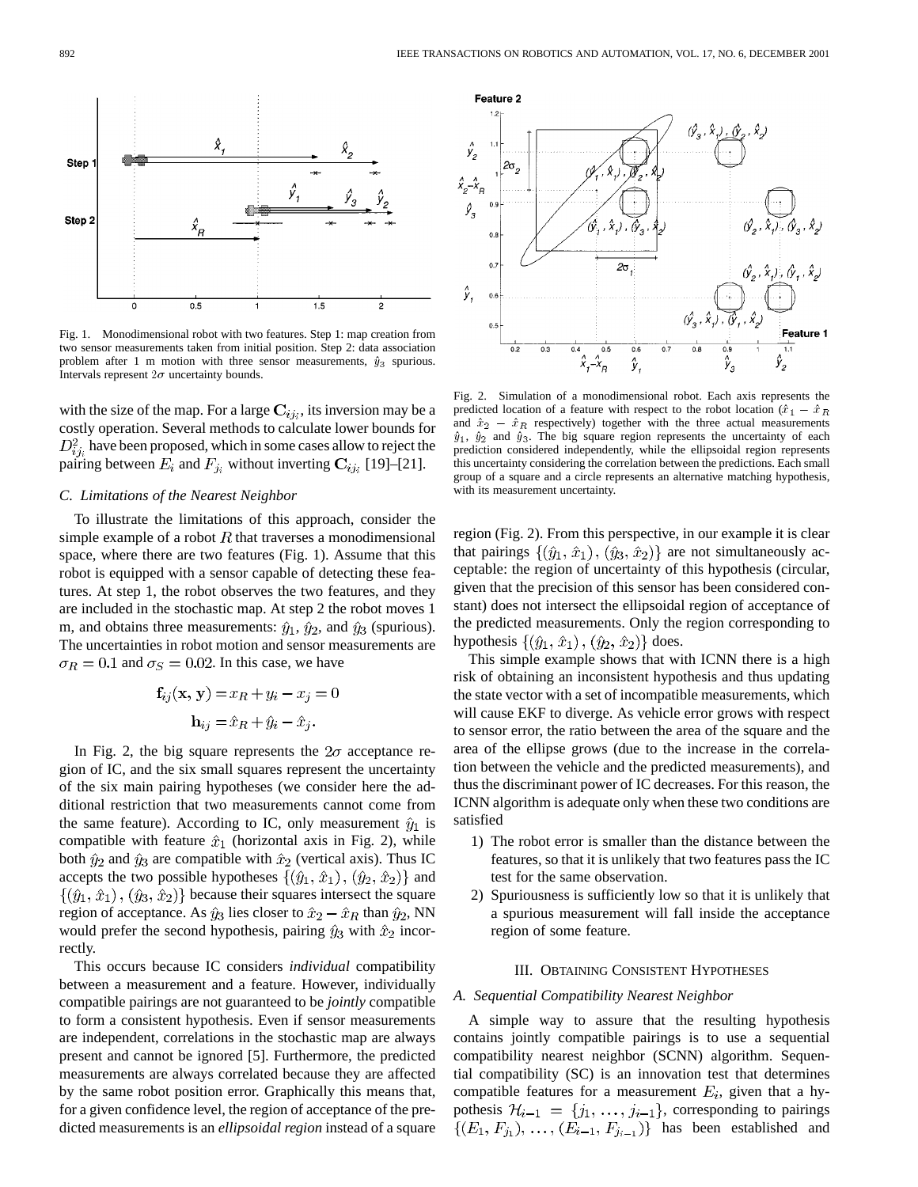Fig. 1. Monodimensional robot with two features. Step 1: map creation from two sensor measurements taken from initial position. Step 2: data association problem after 1 m motion with three sensor measurements, $\hat{y}_3$ spurious. Intervals represent $2\sigma$ uncertainty bounds.

Fig. 2. Simulation of a monodimensional robot. Each axis represents the predicted location of a feature with respect to the robot location ($\hat{x}_1 - \hat{x}_R$ and $\hat{x}_2 - \hat{x}_R$ respectively) together with the three actual measurements $\hat{y}_1$, $\hat{y}_2$ and $\hat{y}_3$. The big square region represents the uncertainty of each prediction considered independently, while the ellipsoidal region represents this uncertainty considering the correlation between the predictions. Each small group of a square and a circle represents an alternative matching hypothesis, with its measurement uncertainty.

with the size of the map. For a large $\mathbf{C}_{ij_i}$, its inversion may be a costly operation. Several methods to calculate lower bounds for $D^2_{ij_i}$ have been proposed, which in some cases allow to reject the pairing between $E_i$ and $F_{j_i}$ without inverting $\mathbf{C}_{ij_i}$ [19]–[21].

### C. Limitations of the Nearest Neighbor

To illustrate the limitations of this approach, consider the simple example of a robot $R$ that traverses a monodimensional space, where there are two features (Fig. 1). Assume that this robot is equipped with a sensor capable of detecting these features. At step 1, the robot observes the two features, and they are included in the stochastic map. At step 2 the robot moves 1 m, and obtains three measurements: $\hat{y}_1$, $\hat{y}_2$, and $\hat{y}_3$ (spurious). The uncertainties in robot motion and sensor measurements are $\sigma_R = 0.1$ and $\sigma_S = 0.02$. In this case, we have

$$\mathbf{f}_{ij}(\mathbf{x}, \mathbf{y}) = x_R + y_i - x_j = 0$$

$$\mathbf{h}_{ij} = \hat{x}_R + \hat{y}_i - \hat{x}_j.$$

In Fig. 2, the big square represents the $2\sigma$ acceptance region of IC, and the six small squares represent the uncertainty of the six main pairing hypotheses (we consider here the additional restriction that two measurements cannot come from the same feature). According to IC, only measurement $\hat{y}_1$ is compatible with feature $\hat{x}_1$ (horizontal axis in Fig. 2), while both $\hat{y}_2$ and $\hat{y}_3$ are compatible with $\hat{x}_2$ (vertical axis). Thus IC accepts the two possible hypotheses $\{(\hat{y}_1, \hat{x}_1), (\hat{y}_2, \hat{x}_2)\}$ and $\{(\hat{y}_1, \hat{x}_1), (\hat{y}_3, \hat{x}_2)\}$ because their squares intersect the square region of acceptance. As $\hat{y}_3$ lies closer to $\hat{x}_2 - \hat{x}_R$ than $\hat{y}_2$, NN would prefer the second hypothesis, pairing $\hat{y}_3$ with $\hat{x}_2$ incorrectly.

This occurs because IC considers *individual* compatibility between a measurement and a feature. However, individually compatible pairings are not guaranteed to be *jointly* compatible to form a consistent hypothesis. Even if sensor measurements are independent, correlations in the stochastic map are always present and cannot be ignored [5]. Furthermore, the predicted measurements are always correlated because they are affected by the same robot position error. Graphically this means that, for a given confidence level, the region of acceptance of the predicted measurements is an *ellipsoidal region* instead of a square region (Fig. 2). From this perspective, in our example it is clear that pairings $\{(\hat{y}_1, \hat{x}_1), (\hat{y}_3, \hat{x}_2)\}$ are not simultaneously acceptable: the region of uncertainty of this hypothesis (circular, given that the precision of this sensor has been considered constant) does not intersect the ellipsoidal region of acceptance of the predicted measurements. Only the region corresponding to hypothesis $\{(\hat{y}_1, \hat{x}_1), (\hat{y}_2, \hat{x}_2)\}$ does.

This simple example shows that with ICNN there is a high risk of obtaining an inconsistent hypothesis and thus updating the state vector with a set of incompatible measurements, which will cause EKF to diverge. As vehicle error grows with respect to sensor error, the ratio between the area of the square and the area of the ellipse grows (due to the increase in the correlation between the vehicle and the predicted measurements), and thus the discriminant power of IC decreases. For this reason, the ICNN algorithm is adequate only when these two conditions are satisfied

1) The robot error is smaller than the distance between the features, so that it is unlikely that two features pass the IC test for the same observation.
2) Spuriousness is sufficiently low so that it is unlikely that a spurious measurement will fall inside the acceptance region of some feature.

## III. Obtaining Consistent Hypotheses

### A. Sequential Compatibility Nearest Neighbor

A simple way to assure that the resulting hypothesis contains jointly compatible pairings is to use a sequential compatibility nearest neighbor (SCNN) algorithm. Sequential compatibility (SC) is an innovation test that determines compatible features for a measurement $E_i$, given that a hypothesis $\mathcal{H}_{i-1} = \{j_1, \ldots, j_{i-1}\}$, corresponding to pairings $\{(E_1, F_{j_1}), \ldots, (E_{i-1}, F_{j_{i-1}})\}$ has been established and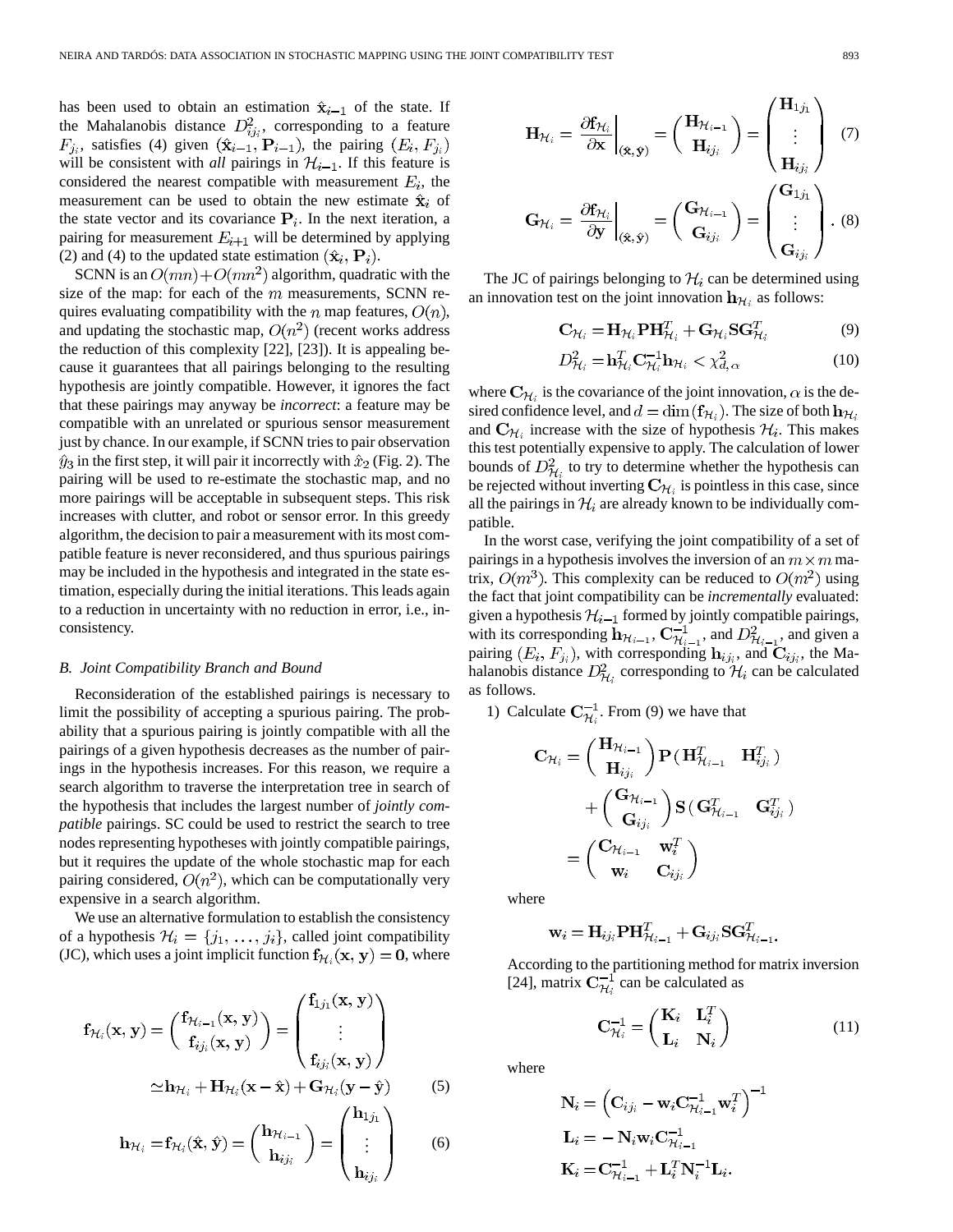has been used to obtain an estimation $\hat{\mathbf{x}}_{i-1}$ of the state. If the Mahalanobis distance $D^2_{ij_i}$, corresponding to a feature $F_{j_i}$, satisfies (4) given $(\hat{\mathbf{x}}_{i-1}, \mathbf{P}_{i-1})$, the pairing $(E_i, F_{j_i})$ will be consistent with *all* pairings in $\mathcal{H}_{i-1}$. If this feature is considered the nearest compatible with measurement $E_i$, the measurement can be used to obtain the new estimate $\hat{\mathbf{x}}_i$ of the state vector and its covariance $\mathbf{P}_i$. In the next iteration, a pairing for measurement $E_{i+1}$ will be determined by applying (2) and (4) to the updated state estimation $(\hat{\mathbf{x}}_i, \mathbf{P}_i)$.

SCNN is an $O(mn) + O(mn^2)$ algorithm, quadratic with the size of the map: for each of the $m$ measurements, SCNN requires evaluating compatibility with the $n$ map features, $O(n)$, and updating the stochastic map, $O(n^2)$ (recent works address the reduction of this complexity [22], [23]). It is appealing because it guarantees that all pairings belonging to the resulting hypothesis are jointly compatible. However, it ignores the fact that these pairings may anyway be *incorrect*: a feature may be compatible with an unrelated or spurious sensor measurement just by chance. In our example, if SCNN tries to pair observation $\hat{y}_3$ in the first step, it will pair it incorrectly with $\hat{x}_2$ (Fig. 2). The pairing will be used to re-estimate the stochastic map, and no more pairings will be acceptable in subsequent steps. This risk increases with clutter, and robot or sensor error. In this greedy algorithm, the decision to pair a measurement with its most compatible feature is never reconsidered, and thus spurious pairings may be included in the hypothesis and integrated in the state estimation, especially during the initial iterations. This leads again to a reduction in uncertainty with no reduction in error, i.e., inconsistency.

### B. Joint Compatibility Branch and Bound

Reconsideration of the established pairings is necessary to limit the possibility of accepting a spurious pairing. The probability that a spurious pairing is jointly compatible with all the pairings of a given hypothesis decreases as the number of pairings in the hypothesis increases. For this reason, we require a search algorithm to traverse the interpretation tree in search of the hypothesis that includes the largest number of *jointly compatible* pairings. SC could be used to restrict the search to tree nodes representing hypotheses with jointly compatible pairings, but it requires the update of the whole stochastic map for each pairing considered, $O(n^2)$, which can be computationally very expensive in a search algorithm.

We use an alternative formulation to establish the consistency of a hypothesis $\mathcal{H}_i = \{j_1, \ldots, j_i\}$, called joint compatibility (JC), which uses a joint implicit function $\mathbf{f}_{\mathcal{H}_i}(\mathbf{x}, \mathbf{y}) = \mathbf{0}$, where

$$
\begin{aligned}
\mathbf{f}_{\mathcal{H}_i}(\mathbf{x}, \mathbf{y}) &= \begin{pmatrix} \mathbf{f}_{\mathcal{H}_{i-1}}(\mathbf{x}, \mathbf{y}) \\ \mathbf{f}_{ij_i}(\mathbf{x}, \mathbf{y}) \end{pmatrix} = \begin{pmatrix} \mathbf{f}_{1j_1}(\mathbf{x}, \mathbf{y}) \\ \vdots \\ \mathbf{f}_{ij_i}(\mathbf{x}, \mathbf{y}) \end{pmatrix} \\
&\simeq \mathbf{h}_{\mathcal{H}_i} + \mathbf{H}_{\mathcal{H}_i}(\mathbf{x} - \hat{\mathbf{x}}) + \mathbf{G}_{\mathcal{H}_i}(\mathbf{y} - \hat{\mathbf{y}}) \qquad (5)
\end{aligned}
$$

$$
\mathbf{h}_{\mathcal{H}_i} = \mathbf{f}_{\mathcal{H}_i}(\hat{\mathbf{x}}, \hat{\mathbf{y}}) = \begin{pmatrix} \mathbf{h}_{\mathcal{H}_{i-1}} \\ \mathbf{h}_{ij_i} \end{pmatrix} = \begin{pmatrix} \mathbf{h}_{1j_1} \\ \vdots \\ \mathbf{h}_{ij_i} \end{pmatrix} \qquad (6)
$$

$$
\mathbf{H}_{\mathcal{H}_i} = \left.\frac{\partial \mathbf{f}_{\mathcal{H}_i}}{\partial \mathbf{x}}\right|_{(\hat{\mathbf{x}}, \hat{\mathbf{y}})} = \begin{pmatrix} \mathbf{H}_{\mathcal{H}_{i-1}} \\ \mathbf{H}_{ij_i} \end{pmatrix} = \begin{pmatrix} \mathbf{H}_{1j_1} \\ \vdots \\ \mathbf{H}_{ij_i} \end{pmatrix} \qquad (7)
$$

$$
\mathbf{G}_{\mathcal{H}_i} = \left.\frac{\partial \mathbf{f}_{\mathcal{H}_i}}{\partial \mathbf{y}}\right|_{(\hat{\mathbf{x}}, \hat{\mathbf{y}})} = \begin{pmatrix} \mathbf{G}_{\mathcal{H}_{i-1}} \\ \mathbf{G}_{ij_i} \end{pmatrix} = \begin{pmatrix} \mathbf{G}_{1j_1} \\ \vdots \\ \mathbf{G}_{ij_i} \end{pmatrix}. \qquad (8)
$$

The JC of pairings belonging to $\mathcal{H}_i$ can be determined using an innovation test on the joint innovation $\mathbf{h}_{\mathcal{H}_i}$ as follows:

$$
\mathbf{C}_{\mathcal{H}_i} = \mathbf{H}_{\mathcal{H}_i}\mathbf{P}\mathbf{H}^T_{\mathcal{H}_i} + \mathbf{G}_{\mathcal{H}_i}\mathbf{S}\mathbf{G}^T_{\mathcal{H}_i} \qquad (9)
$$

$$
D^2_{\mathcal{H}_i} = \mathbf{h}^T_{\mathcal{H}_i}\mathbf{C}^{-1}_{\mathcal{H}_i}\mathbf{h}_{\mathcal{H}_i} < \chi^2_{d,\alpha} \qquad (10)
$$

where $\mathbf{C}_{\mathcal{H}_i}$ is the covariance of the joint innovation, $\alpha$ is the desired confidence level, and $d = \dim(\mathbf{f}_{\mathcal{H}_i})$. The size of both $\mathbf{h}_{\mathcal{H}_i}$ and $\mathbf{C}_{\mathcal{H}_i}$ increase with the size of hypothesis $\mathcal{H}_i$. This makes this test potentially expensive to apply. The calculation of lower bounds of $D^2_{\mathcal{H}_i}$ to try to determine whether the hypothesis can be rejected without inverting $\mathbf{C}_{\mathcal{H}_i}$ is pointless in this case, since all the pairings in $\mathcal{H}_i$ are already known to be individually compatible.

In the worst case, verifying the joint compatibility of a set of pairings in a hypothesis involves the inversion of an $m \times m$ matrix, $O(m^3)$. This complexity can be reduced to $O(m^2)$ using the fact that joint compatibility can be *incrementally* evaluated: given a hypothesis $\mathcal{H}_{i-1}$ formed by jointly compatible pairings, with its corresponding $\mathbf{h}_{\mathcal{H}_{i-1}}$, $\mathbf{C}^{-1}_{\mathcal{H}_{i-1}}$, and $D^2_{\mathcal{H}_{i-1}}$, and given a pairing $(E_i, F_{j_i})$, with corresponding $\mathbf{h}_{ij_i}$, and $\mathbf{C}_{ij_i}$, the Mahalanobis distance $D^2_{\mathcal{H}_i}$ corresponding to $\mathcal{H}_i$ can be calculated as follows.

1) Calculate $\mathbf{C}^{-1}_{\mathcal{H}_i}$. From (9) we have that

$$
\begin{aligned}
\mathbf{C}_{\mathcal{H}_i} &= \begin{pmatrix} \mathbf{H}_{\mathcal{H}_{i-1}} \\ \mathbf{H}_{ij_i} \end{pmatrix} \mathbf{P} \begin{pmatrix} \mathbf{H}^T_{\mathcal{H}_{i-1}} & \mathbf{H}^T_{ij_i} \end{pmatrix} \\
&\quad + \begin{pmatrix} \mathbf{G}_{\mathcal{H}_{i-1}} \\ \mathbf{G}_{ij_i} \end{pmatrix} \mathbf{S} \begin{pmatrix} \mathbf{G}^T_{\mathcal{H}_{i-1}} & \mathbf{G}^T_{ij_i} \end{pmatrix} \\
&= \begin{pmatrix} \mathbf{C}_{\mathcal{H}_{i-1}} & \mathbf{w}^T_i \\ \mathbf{w}_i & \mathbf{C}_{ij_i} \end{pmatrix}
\end{aligned}
$$

where

$$
\mathbf{w}_i = \mathbf{H}_{ij_i}\mathbf{P}\mathbf{H}^T_{\mathcal{H}_{i-1}} + \mathbf{G}_{ij_i}\mathbf{S}\mathbf{G}^T_{\mathcal{H}_{i-1}}.
$$

According to the partitioning method for matrix inversion [24], matrix $\mathbf{C}^{-1}_{\mathcal{H}_i}$ can be calculated as

$$
\mathbf{C}^{-1}_{\mathcal{H}_i} = \begin{pmatrix} \mathbf{K}_i & \mathbf{L}^T_i \\ \mathbf{L}_i & \mathbf{N}_i \end{pmatrix} \qquad (11)
$$

where

$$
\begin{aligned}
\mathbf{N}_i &= \left(\mathbf{C}_{ij_i} - \mathbf{w}_i\mathbf{C}^{-1}_{\mathcal{H}_{i-1}}\mathbf{w}^T_i\right)^{-1} \\
\mathbf{L}_i &= -\mathbf{N}_i\mathbf{w}_i\mathbf{C}^{-1}_{\mathcal{H}_{i-1}} \\
\mathbf{K}_i &= \mathbf{C}^{-1}_{\mathcal{H}_{i-1}} + \mathbf{L}^T_i\mathbf{N}^{-1}_i\mathbf{L}_i.
\end{aligned}
$$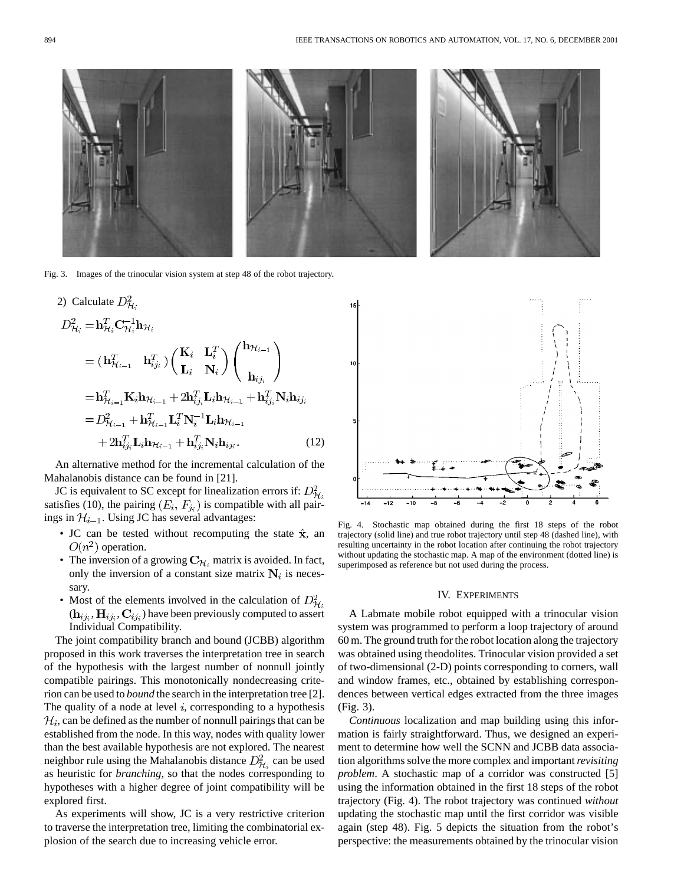Fig. 3. Images of the trinocular vision system at step 48 of the robot trajectory.

2) Calculate $D^2_{\mathcal{H}_i}$

$$
\begin{aligned}
D^2_{\mathcal{H}_i} &= \mathbf{h}^T_{\mathcal{H}_i}\mathbf{C}^{-1}_{\mathcal{H}_i}\mathbf{h}_{\mathcal{H}_i} \\
&= \begin{pmatrix} \mathbf{h}^T_{\mathcal{H}_{i-1}} & \mathbf{h}^T_{ij_i} \end{pmatrix} \begin{pmatrix} \mathbf{K}_i & \mathbf{L}^T_i \\ \mathbf{L}_i & \mathbf{N}_i \end{pmatrix} \begin{pmatrix} \mathbf{h}_{\mathcal{H}_{i-1}} \\ \mathbf{h}_{ij_i} \end{pmatrix} \\
&= \mathbf{h}^T_{\mathcal{H}_{i-1}}\mathbf{K}_i\mathbf{h}_{\mathcal{H}_{i-1}} + 2\mathbf{h}^T_{ij_i}\mathbf{L}_i\mathbf{h}_{\mathcal{H}_{i-1}} + \mathbf{h}^T_{ij_i}\mathbf{N}_i\mathbf{h}_{ij_i} \\
&= D^2_{\mathcal{H}_{i-1}} + \mathbf{h}^T_{\mathcal{H}_{i-1}}\mathbf{L}^T_i\mathbf{N}^{-1}_i\mathbf{L}_i\mathbf{h}_{\mathcal{H}_{i-1}} \\
&\quad + 2\mathbf{h}^T_{ij_i}\mathbf{L}_i\mathbf{h}_{\mathcal{H}_{i-1}} + \mathbf{h}^T_{ij_i}\mathbf{N}_i\mathbf{h}_{ij_i}.
\end{aligned} \tag{12}
$$

An alternative method for the incremental calculation of the Mahalanobis distance can be found in [21].

JC is equivalent to SC except for linealization errors if: $D^2_{\mathcal{H}_i}$ satisfies (10), the pairing $(E_i, F_{j_i})$ is compatible with all pairings in $\mathcal{H}_{i-1}$. Using JC has several advantages:

- JC can be tested without recomputing the state $\hat{\mathbf{x}}$, an $O(n^2)$ operation.
- The inversion of a growing $\mathbf{C}_{\mathcal{H}_i}$ matrix is avoided. In fact, only the inversion of a constant size matrix $\mathbf{N}_i$ is necessary.
- Most of the elements involved in the calculation of $D^2_{\mathcal{H}_i}$ $(\mathbf{h}_{ij_i}, \mathbf{H}_{ij_i}, \mathbf{C}_{ij_i})$ have been previously computed to assert Individual Compatibility.

The joint compatibility branch and bound (JCBB) algorithm proposed in this work traverses the interpretation tree in search of the hypothesis with the largest number of nonnull jointly compatible pairings. This monotonically nondecreasing criterion can be used to *bound* the search in the interpretation tree [2]. The quality of a node at level $i$, corresponding to a hypothesis $\mathcal{H}_i$, can be defined as the number of nonnull pairings that can be established from the node. In this way, nodes with quality lower than the best available hypothesis are not explored. The nearest neighbor rule using the Mahalanobis distance $D^2_{\mathcal{H}_i}$ can be used as heuristic for *branching*, so that the nodes corresponding to hypotheses with a higher degree of joint compatibility will be explored first.

As experiments will show, JC is a very restrictive criterion to traverse the interpretation tree, limiting the combinatorial explosion of the search due to increasing vehicle error.

Fig. 4. Stochastic map obtained during the first 18 steps of the robot trajectory (solid line) and true robot trajectory until step 48 (dashed line), with resulting uncertainty in the robot location after continuing the robot trajectory without updating the stochastic map. A map of the environment (dotted line) is superimposed as reference but not used during the process.

## IV. Experiments

A Labmate mobile robot equipped with a trinocular vision system was programmed to perform a loop trajectory of around 60 m. The ground truth for the robot location along the trajectory was obtained using theodolites. Trinocular vision provided a set of two-dimensional (2-D) points corresponding to corners, wall and window frames, etc., obtained by establishing correspondences between vertical edges extracted from the three images (Fig. 3).

*Continuous* localization and map building using this information is fairly straightforward. Thus, we designed an experiment to determine how well the SCNN and JCBB data association algorithms solve the more complex and important *revisiting problem*. A stochastic map of a corridor was constructed [5] using the information obtained in the first 18 steps of the robot trajectory (Fig. 4). The robot trajectory was continued *without* updating the stochastic map until the first corridor was visible again (step 48). Fig. 5 depicts the situation from the robot's perspective: the measurements obtained by the trinocular vision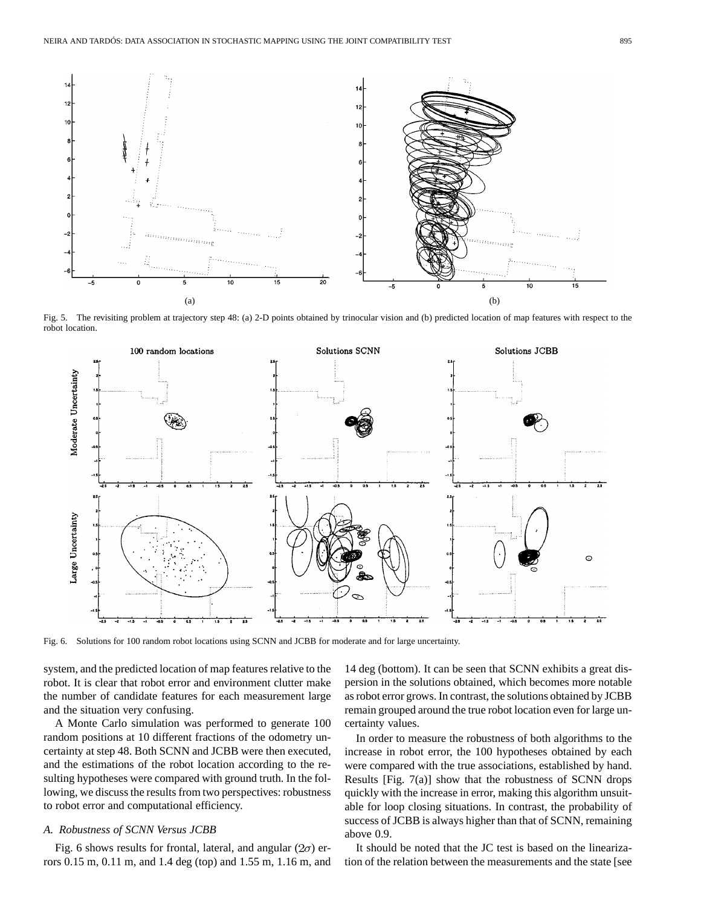Fig. 5. The revisiting problem at trajectory step 48: (a) 2-D points obtained by trinocular vision and (b) predicted location of map features with respect to the robot location.

Fig. 6. Solutions for 100 random robot locations using SCNN and JCBB for moderate and for large uncertainty.

system, and the predicted location of map features relative to the robot. It is clear that robot error and environment clutter make the number of candidate features for each measurement large and the situation very confusing.

A Monte Carlo simulation was performed to generate 100 random positions at 10 different fractions of the odometry uncertainty at step 48. Both SCNN and JCBB were then executed, and the estimations of the robot location according to the resulting hypotheses were compared with ground truth. In the following, we discuss the results from two perspectives: robustness to robot error and computational efficiency.

### *A. Robustness of SCNN Versus JCBB*

Fig. 6 shows results for frontal, lateral, and angular ($2\sigma$) errors 0.15 m, 0.11 m, and 1.4 deg (top) and 1.55 m, 1.16 m, and 14 deg (bottom). It can be seen that SCNN exhibits a great dispersion in the solutions obtained, which becomes more notable as robot error grows. In contrast, the solutions obtained by JCBB remain grouped around the true robot location even for large uncertainty values.

In order to measure the robustness of both algorithms to the increase in robot error, the 100 hypotheses obtained by each were compared with the true associations, established by hand. Results [Fig. 7(a)] show that the robustness of SCNN drops quickly with the increase in error, making this algorithm unsuitable for loop closing situations. In contrast, the probability of success of JCBB is always higher than that of SCNN, remaining above 0.9.

It should be noted that the JC test is based on the linearization of the relation between the measurements and the state [see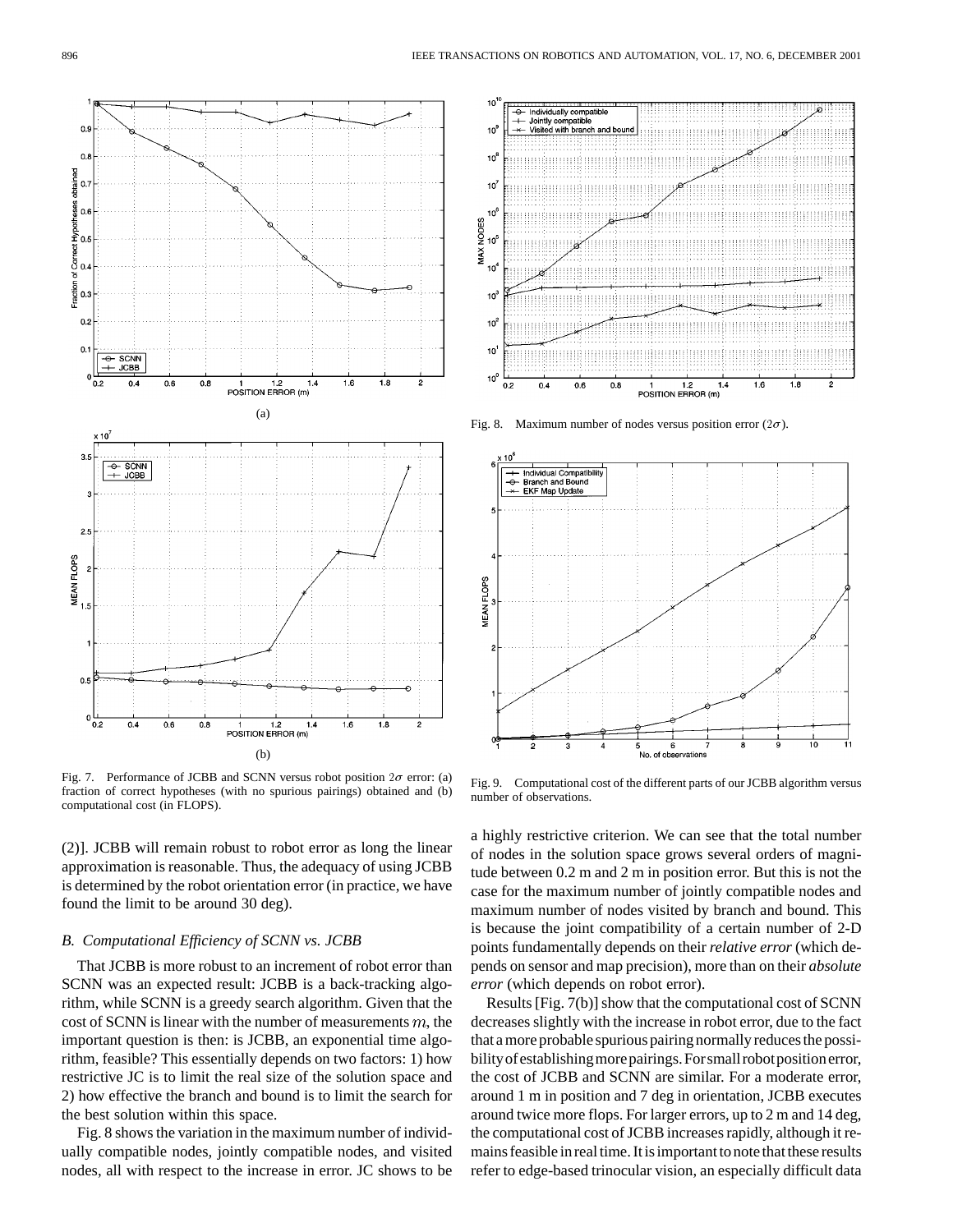Fig. 7. Performance of JCBB and SCNN versus robot position $2\sigma$ error: (a) fraction of correct hypotheses (with no spurious pairings) obtained and (b) computational cost (in FLOPS).

Fig. 8. Maximum number of nodes versus position error ($2\sigma$).

Fig. 9. Computational cost of the different parts of our JCBB algorithm versus number of observations.

(2)]. JCBB will remain robust to robot error as long the linear approximation is reasonable. Thus, the adequacy of using JCBB is determined by the robot orientation error (in practice, we have found the limit to be around 30 deg).

### *B. Computational Efficiency of SCNN vs. JCBB*

That JCBB is more robust to an increment of robot error than SCNN was an expected result: JCBB is a back-tracking algorithm, while SCNN is a greedy search algorithm. Given that the cost of SCNN is linear with the number of measurements $m$, the important question is then: is JCBB, an exponential time algorithm, feasible? This essentially depends on two factors: 1) how restrictive JC is to limit the real size of the solution space and 2) how effective the branch and bound is to limit the search for the best solution within this space.

Fig. 8 shows the variation in the maximum number of individually compatible nodes, jointly compatible nodes, and visited nodes, all with respect to the increase in error. JC shows to be a highly restrictive criterion. We can see that the total number of nodes in the solution space grows several orders of magnitude between 0.2 m and 2 m in position error. But this is not the case for the maximum number of jointly compatible nodes and maximum number of nodes visited by branch and bound. This is because the joint compatibility of a certain number of 2-D points fundamentally depends on their *relative error* (which depends on sensor and map precision), more than on their *absolute error* (which depends on robot error).

Results [Fig. 7(b)] show that the computational cost of SCNN decreases slightly with the increase in robot error, due to the fact that a more probable spurious pairing normally reduces the possibility of establishing more pairings. For small robot position error, the cost of JCBB and SCNN are similar. For a moderate error, around 1 m in position and 7 deg in orientation, JCBB executes around twice more flops. For larger errors, up to 2 m and 14 deg, the computational cost of JCBB increases rapidly, although it remains feasible in real time. It is important to note that these results refer to edge-based trinocular vision, an especially difficult data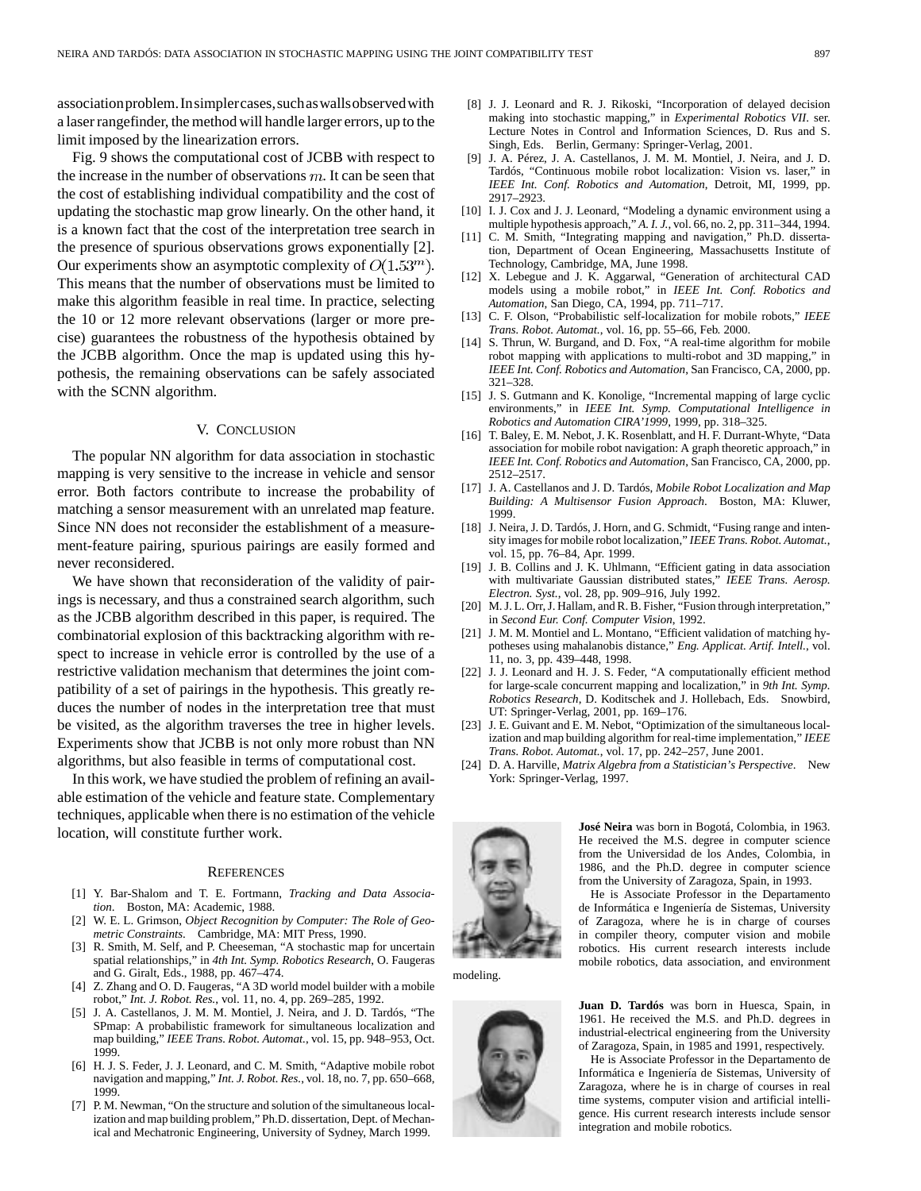association problem. In simpler cases, such as walls observed with a laser rangefinder, the method will handle larger errors, up to the limit imposed by the linearization errors.

Fig. 9 shows the computational cost of JCBB with respect to the increase in the number of observations $m$. It can be seen that the cost of establishing individual compatibility and the cost of updating the stochastic map grow linearly. On the other hand, it is a known fact that the cost of the interpretation tree search in the presence of spurious observations grows exponentially [2]. Our experiments show an asymptotic complexity of $O(1.53^m)$. This means that the number of observations must be limited to make this algorithm feasible in real time. In practice, selecting the 10 or 12 more relevant observations (larger or more precise) guarantees the robustness of the hypothesis obtained by the JCBB algorithm. Once the map is updated using this hypothesis, the remaining observations can be safely associated with the SCNN algorithm.

## V. Conclusion

The popular NN algorithm for data association in stochastic mapping is very sensitive to the increase in vehicle and sensor error. Both factors contribute to increase the probability of matching a sensor measurement with an unrelated map feature. Since NN does not reconsider the establishment of a measurement-feature pairing, spurious pairings are easily formed and never reconsidered.

We have shown that reconsideration of the validity of pairings is necessary, and thus a constrained search algorithm, such as the JCBB algorithm described in this paper, is required. The combinatorial explosion of this backtracking algorithm with respect to increase in vehicle error is controlled by the use of a restrictive validation mechanism that determines the joint compatibility of a set of pairings in the hypothesis. This greatly reduces the number of nodes in the interpretation tree that must be visited, as the algorithm traverses the tree in higher levels. Experiments show that JCBB is not only more robust than NN algorithms, but also feasible in terms of computational cost.

In this work, we have studied the problem of refining an available estimation of the vehicle and feature state. Complementary techniques, applicable when there is no estimation of the vehicle location, will constitute further work.

## References

[1] Y. Bar-Shalom and T. E. Fortmann, *Tracking and Data Association*. Boston, MA: Academic, 1988.

[2] W. E. L. Grimson, *Object Recognition by Computer: The Role of Geometric Constraints*. Cambridge, MA: MIT Press, 1990.

[3] R. Smith, M. Self, and P. Cheeseman, "A stochastic map for uncertain spatial relationships," in *4th Int. Symp. Robotics Research*, O. Faugeras and G. Giralt, Eds., 1988, pp. 467–474.

[4] Z. Zhang and O. D. Faugeras, "A 3D world model builder with a mobile robot," *Int. J. Robot. Res.*, vol. 11, no. 4, pp. 269–285, 1992.

[5] J. A. Castellanos, J. M. M. Montiel, J. Neira, and J. D. Tardós, "The SPmap: A probabilistic framework for simultaneous localization and map building," *IEEE Trans. Robot. Automat.*, vol. 15, pp. 948–953, Oct. 1999.

[6] H. J. S. Feder, J. J. Leonard, and C. M. Smith, "Adaptive mobile robot navigation and mapping," *Int. J. Robot. Res.*, vol. 18, no. 7, pp. 650–668, 1999.

[7] P. M. Newman, "On the structure and solution of the simultaneous localization and map building problem," Ph.D. dissertation, Dept. of Mechanical and Mechatronic Engineering, University of Sydney, March 1999.

[8] J. J. Leonard and R. J. Rikoski, "Incorporation of delayed decision making into stochastic mapping," in *Experimental Robotics VII*. ser. Lecture Notes in Control and Information Sciences, D. Rus and S. Singh, Eds. Berlin, Germany: Springer-Verlag, 2001.

[9] J. A. Pérez, J. A. Castellanos, J. M. M. Montiel, J. Neira, and J. D. Tardós, "Continuous mobile robot localization: Vision vs. laser," in *IEEE Int. Conf. Robotics and Automation*, Detroit, MI, 1999, pp. 2917–2923.

[10] I. J. Cox and J. J. Leonard, "Modeling a dynamic environment using a multiple hypothesis approach," *A. I. J.*, vol. 66, no. 2, pp. 311–344, 1994.

[11] C. M. Smith, "Integrating mapping and navigation," Ph.D. dissertation, Department of Ocean Engineering, Massachusetts Institute of Technology, Cambridge, MA, June 1998.

[12] X. Lebegue and J. K. Aggarwal, "Generation of architectural CAD models using a mobile robot," in *IEEE Int. Conf. Robotics and Automation*, San Diego, CA, 1994, pp. 711–717.

[13] C. F. Olson, "Probabilistic self-localization for mobile robots," *IEEE Trans. Robot. Automat.*, vol. 16, pp. 55–66, Feb. 2000.

[14] S. Thrun, W. Burgand, and D. Fox, "A real-time algorithm for mobile robot mapping with applications to multi-robot and 3D mapping," in *IEEE Int. Conf. Robotics and Automation*, San Francisco, CA, 2000, pp. 321–328.

[15] J. S. Gutmann and K. Konolige, "Incremental mapping of large cyclic environments," in *IEEE Int. Symp. Computational Intelligence in Robotics and Automation CIRA'1999*, 1999, pp. 318–325.

[16] T. Baley, E. M. Nebot, J. K. Rosenblatt, and H. F. Durrant-Whyte, "Data association for mobile robot navigation: A graph theoretic approach," in *IEEE Int. Conf. Robotics and Automation*, San Francisco, CA, 2000, pp. 2512–2517.

[17] J. A. Castellanos and J. D. Tardós, *Mobile Robot Localization and Map Building: A Multisensor Fusion Approach*. Boston, MA: Kluwer, 1999.

[18] J. Neira, J. D. Tardós, J. Horn, and G. Schmidt, "Fusing range and intensity images for mobile robot localization," *IEEE Trans. Robot. Automat.*, vol. 15, pp. 76–84, Apr. 1999.

[19] J. B. Collins and J. K. Uhlmann, "Efficient gating in data association with multivariate Gaussian distributed states," *IEEE Trans. Aerosp. Electron. Syst.*, vol. 28, pp. 909–916, July 1992.

[20] M. J. L. Orr, J. Hallam, and R. B. Fisher, "Fusion through interpretation," in *Second Eur. Conf. Computer Vision*, 1992.

[21] J. M. M. Montiel and L. Montano, "Efficient validation of matching hypotheses using mahalanobis distance," *Eng. Applicat. Artif. Intell.*, vol. 11, no. 3, pp. 439–448, 1998.

[22] J. J. Leonard and H. J. S. Feder, "A computationally efficient method for large-scale concurrent mapping and localization," in *9th Int. Symp. Robotics Research*, D. Koditschek and J. Hollebach, Eds. Snowbird, UT: Springer-Verlag, 2001, pp. 169–176.

[23] J. E. Guivant and E. M. Nebot, "Optimization of the simultaneous localization and map building algorithm for real-time implementation," *IEEE Trans. Robot. Automat.*, vol. 17, pp. 242–257, June 2001.

[24] D. A. Harville, *Matrix Algebra from a Statistician's Perspective*. New York: Springer-Verlag, 1997.

**José Neira** was born in Bogotá, Colombia, in 1963. He received the M.S. degree in computer science from the Universidad de los Andes, Colombia, in 1986, and the Ph.D. degree in computer science from the University of Zaragoza, Spain, in 1993.

He is Associate Professor in the Departamento de Informática e Ingeniería de Sistemas, University of Zaragoza, where he is in charge of courses in compiler theory, computer vision and mobile robotics. His current research interests include mobile robotics, data association, and environment modeling.

**Juan D. Tardós** was born in Huesca, Spain, in 1961. He received the M.S. and Ph.D. degrees in industrial-electrical engineering from the University of Zaragoza, Spain, in 1985 and 1991, respectively.

He is Associate Professor in the Departamento de Informática e Ingeniería de Sistemas, University of Zaragoza, where he is in charge of courses in real time systems, computer vision and artificial intelligence. His current research interests include sensor integration and mobile robotics.